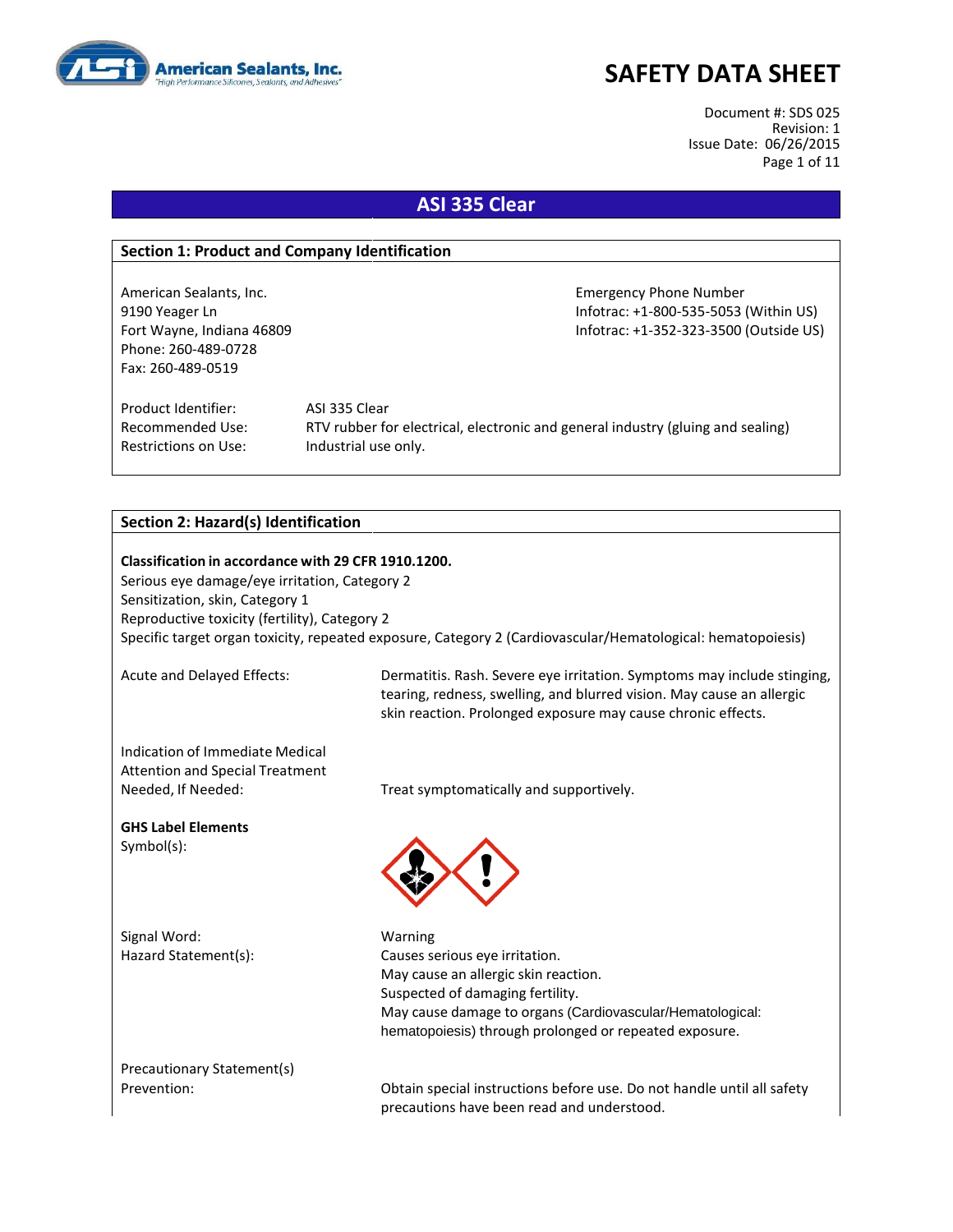# SAFETY DATA SHEET

Document #: SDS 025
Revision: 1
Issue Date: 06/26/2015

## ASI 335 Clear

### Section 1: Product and Company Identification

American Sealants, Inc.
9190 Yeager Ln
Fort Wayne, Indiana 46809
Phone: 260-489-0728
Fax: 260-489-0519

Emergency Phone Number
Infotrac: +1-800-535-5053 (Within US)
Infotrac: +1-352-323-3500 (Outside US)

| | |
|---|---|
| Product Identifier: | ASI 335 Clear |
| Recommended Use: | RTV rubber for electrical, electronic and general industry (gluing and sealing) |
| Restrictions on Use: | Industrial use only. |

### Section 2: Hazard(s) Identification

**Classification in accordance with 29 CFR 1910.1200.**
Serious eye damage/eye irritation, Category 2
Sensitization, skin, Category 1
Reproductive toxicity (fertility), Category 2
Specific target organ toxicity, repeated exposure, Category 2 (Cardiovascular/Hematological: hematopoiesis)

Acute and Delayed Effects: Dermatitis. Rash. Severe eye irritation. Symptoms may include stinging, tearing, redness, swelling, and blurred vision. May cause an allergic skin reaction. Prolonged exposure may cause chronic effects.

Indication of Immediate Medical Attention and Special Treatment Needed, If Needed: Treat symptomatically and supportively.

**GHS Label Elements**
Symbol(s):

Signal Word: Warning

Hazard Statement(s):
Causes serious eye irritation.
May cause an allergic skin reaction.
Suspected of damaging fertility.
May cause damage to organs (Cardiovascular/Hematological: hematopoiesis) through prolonged or repeated exposure.

Precautionary Statement(s)
Prevention: Obtain special instructions before use. Do not handle until all safety precautions have been read and understood.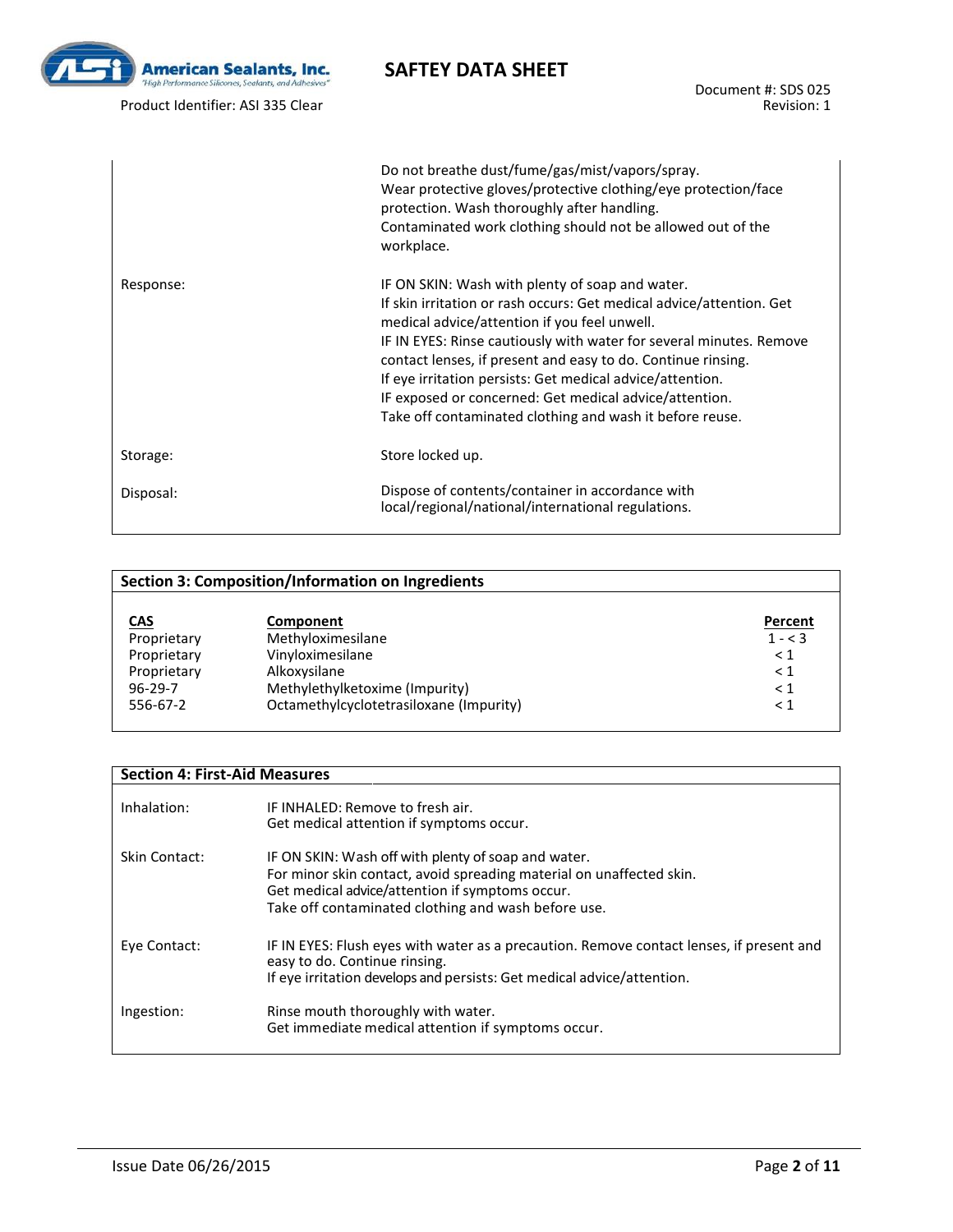| | |
|---|---|
| | Do not breathe dust/fume/gas/mist/vapors/spray. Wear protective gloves/protective clothing/eye protection/face protection. Wash thoroughly after handling. Contaminated work clothing should not be allowed out of the workplace. |
| Response: | IF ON SKIN: Wash with plenty of soap and water. If skin irritation or rash occurs: Get medical advice/attention. Get medical advice/attention if you feel unwell. IF IN EYES: Rinse cautiously with water for several minutes. Remove contact lenses, if present and easy to do. Continue rinsing. If eye irritation persists: Get medical advice/attention. IF exposed or concerned: Get medical advice/attention. Take off contaminated clothing and wash it before reuse. |
| Storage: | Store locked up. |
| Disposal: | Dispose of contents/container in accordance with local/regional/national/international regulations. |

## Section 3: Composition/Information on Ingredients

| CAS | Component | Percent |
|---|---|---|
| Proprietary | Methyloximesilane | 1 - < 3 |
| Proprietary | Vinyloximesilane | < 1 |
| Proprietary | Alkoxysilane | < 1 |
| 96-29-7 | Methylethylketoxime (Impurity) | < 1 |
| 556-67-2 | Octamethylcyclotetrasiloxane (Impurity) | < 1 |

## Section 4: First-Aid Measures

| | |
|---|---|
| Inhalation: | IF INHALED: Remove to fresh air. Get medical attention if symptoms occur. |
| Skin Contact: | IF ON SKIN: Wash off with plenty of soap and water. For minor skin contact, avoid spreading material on unaffected skin. Get medical advice/attention if symptoms occur. Take off contaminated clothing and wash before use. |
| Eye Contact: | IF IN EYES: Flush eyes with water as a precaution. Remove contact lenses, if present and easy to do. Continue rinsing. If eye irritation develops and persists: Get medical advice/attention. |
| Ingestion: | Rinse mouth thoroughly with water. Get immediate medical attention if symptoms occur. |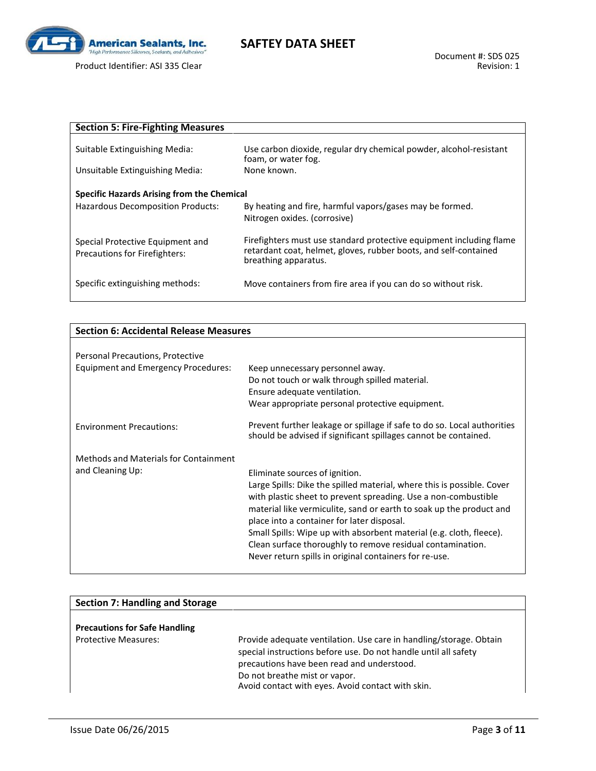## Section 5: Fire-Fighting Measures

| | |
|---|---|
| Suitable Extinguishing Media: | Use carbon dioxide, regular dry chemical powder, alcohol-resistant foam, or water fog. |
| Unsuitable Extinguishing Media: | None known. |

**Specific Hazards Arising from the Chemical**

| | |
|---|---|
| Hazardous Decomposition Products: | By heating and fire, harmful vapors/gases may be formed. Nitrogen oxides. (corrosive) |
| Special Protective Equipment and Precautions for Firefighters: | Firefighters must use standard protective equipment including flame retardant coat, helmet, gloves, rubber boots, and self-contained breathing apparatus. |
| Specific extinguishing methods: | Move containers from fire area if you can do so without risk. |

## Section 6: Accidental Release Measures

| | |
|---|---|
| Personal Precautions, Protective Equipment and Emergency Procedures: | Keep unnecessary personnel away.<br>Do not touch or walk through spilled material.<br>Ensure adequate ventilation.<br>Wear appropriate personal protective equipment. |
| Environment Precautions: | Prevent further leakage or spillage if safe to do so. Local authorities should be advised if significant spillages cannot be contained. |
| Methods and Materials for Containment and Cleaning Up: | Eliminate sources of ignition.<br>Large Spills: Dike the spilled material, where this is possible. Cover with plastic sheet to prevent spreading. Use a non-combustible material like vermiculite, sand or earth to soak up the product and place into a container for later disposal.<br>Small Spills: Wipe up with absorbent material (e.g. cloth, fleece). Clean surface thoroughly to remove residual contamination.<br>Never return spills in original containers for re-use. |

## Section 7: Handling and Storage

**Precautions for Safe Handling**

| | |
|---|---|
| Protective Measures: | Provide adequate ventilation. Use care in handling/storage. Obtain special instructions before use. Do not handle until all safety precautions have been read and understood.<br>Do not breathe mist or vapor.<br>Avoid contact with eyes. Avoid contact with skin. |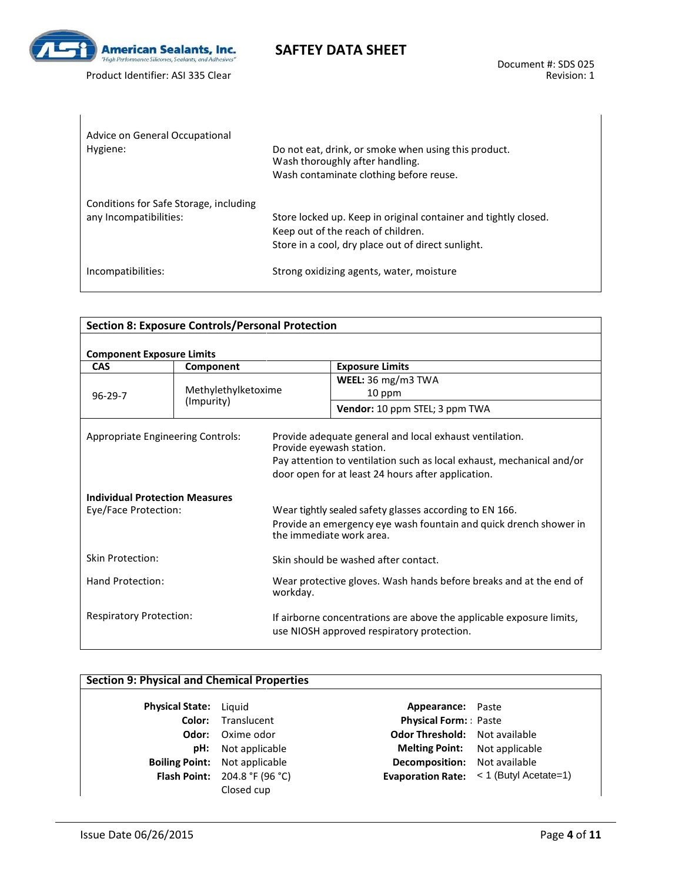| | |
|---|---|
| Advice on General Occupational Hygiene: | Do not eat, drink, or smoke when using this product.<br>Wash thoroughly after handling.<br>Wash contaminate clothing before reuse. |
| Conditions for Safe Storage, including any Incompatibilities: | Store locked up. Keep in original container and tightly closed.<br>Keep out of the reach of children.<br>Store in a cool, dry place out of direct sunlight. |
| Incompatibilities: | Strong oxidizing agents, water, moisture |

## Section 8: Exposure Controls/Personal Protection

**Component Exposure Limits**

| CAS | Component | Exposure Limits |
|---|---|---|
| 96-29-7 | Methylethylketoxime (Impurity) | **WEEL:** 36 mg/m3 TWA 10 ppm |
| | | **Vendor:** 10 ppm STEL; 3 ppm TWA |

| | |
|---|---|
| Appropriate Engineering Controls: | Provide adequate general and local exhaust ventilation.<br>Provide eyewash station.<br>Pay attention to ventilation such as local exhaust, mechanical and/or door open for at least 24 hours after application. |

**Individual Protection Measures**

| | |
|---|---|
| Eye/Face Protection: | Wear tightly sealed safety glasses according to EN 166.<br>Provide an emergency eye wash fountain and quick drench shower in the immediate work area. |
| Skin Protection: | Skin should be washed after contact. |
| Hand Protection: | Wear protective gloves. Wash hands before breaks and at the end of workday. |
| Respiratory Protection: | If airborne concentrations are above the applicable exposure limits, use NIOSH approved respiratory protection. |

## Section 9: Physical and Chemical Properties

| | | | |
|---|---|---|---|
| **Physical State:** | Liquid | **Appearance:** | Paste |
| **Color:** | Translucent | **Physical Form:** | Paste |
| **Odor:** | Oxime odor | **Odor Threshold:** | Not available |
| **pH:** | Not applicable | **Melting Point:** | Not applicable |
| **Boiling Point:** | Not applicable | **Decomposition:** | Not available |
| **Flash Point:** | 204.8 °F (96 °C) Closed cup | **Evaporation Rate:** | < 1 (Butyl Acetate=1) |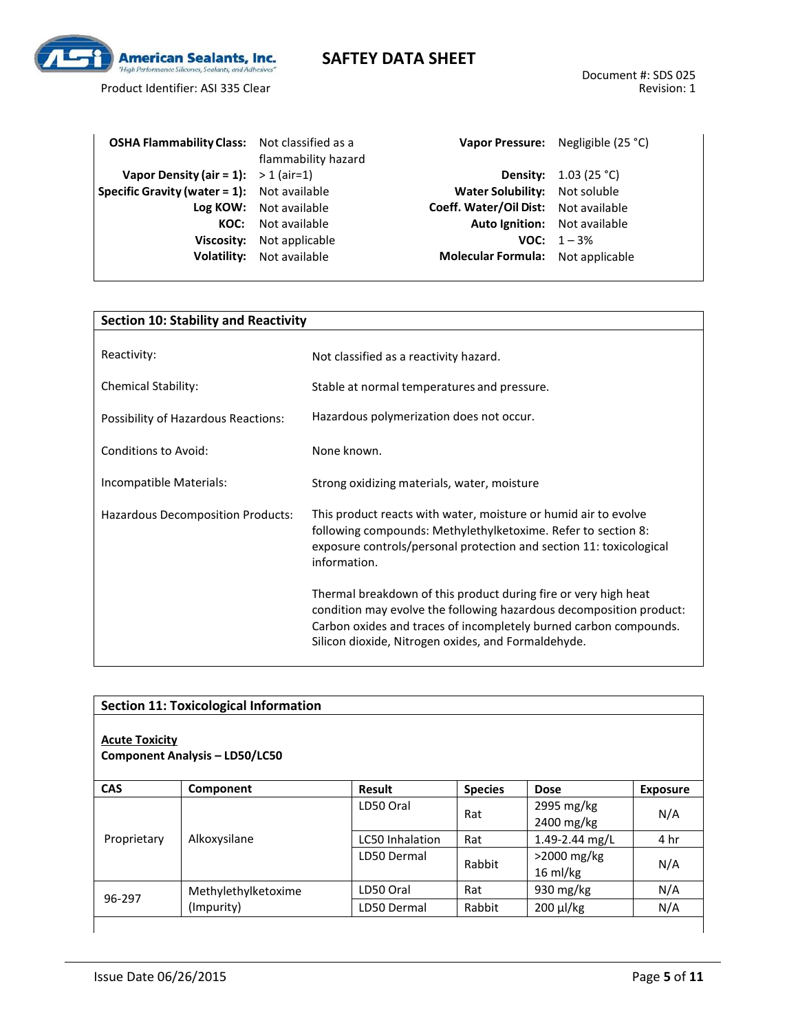| | | | |
|---|---|---|---|
| **OSHA Flammability Class:** | Not classified as a flammability hazard | **Vapor Pressure:** | Negligible (25 °C) |
| **Vapor Density (air = 1):** | > 1 (air=1) | **Density:** | 1.03 (25 °C) |
| **Specific Gravity (water = 1):** | Not available | **Water Solubility:** | Not soluble |
| **Log KOW:** | Not available | **Coeff. Water/Oil Dist:** | Not available |
| **KOC:** | Not available | **Auto Ignition:** | Not available |
| **Viscosity:** | Not applicable | **VOC:** | 1 – 3% |
| **Volatility:** | Not available | **Molecular Formula:** | Not applicable |

## Section 10: Stability and Reactivity

| | |
|---|---|
| Reactivity: | Not classified as a reactivity hazard. |
| Chemical Stability: | Stable at normal temperatures and pressure. |
| Possibility of Hazardous Reactions: | Hazardous polymerization does not occur. |
| Conditions to Avoid: | None known. |
| Incompatible Materials: | Strong oxidizing materials, water, moisture |
| Hazardous Decomposition Products: | This product reacts with water, moisture or humid air to evolve following compounds: Methylethylketoxime. Refer to section 8: exposure controls/personal protection and section 11: toxicological information.<br><br>Thermal breakdown of this product during fire or very high heat condition may evolve the following hazardous decomposition product: Carbon oxides and traces of incompletely burned carbon compounds. Silicon dioxide, Nitrogen oxides, and Formaldehyde. |

## Section 11: Toxicological Information

**Acute Toxicity**

**Component Analysis – LD50/LC50**

| CAS | Component | Result | Species | Dose | Exposure |
|---|---|---|---|---|---|
| Proprietary | Alkoxysilane | LD50 Oral | Rat | 2995 mg/kg<br>2400 mg/kg | N/A |
| | | LC50 Inhalation | Rat | 1.49-2.44 mg/L | 4 hr |
| | | LD50 Dermal | Rabbit | >2000 mg/kg<br>16 ml/kg | N/A |
| 96-297 | Methylethylketoxime (Impurity) | LD50 Oral | Rat | 930 mg/kg | N/A |
| | | LD50 Dermal | Rabbit | 200 µl/kg | N/A |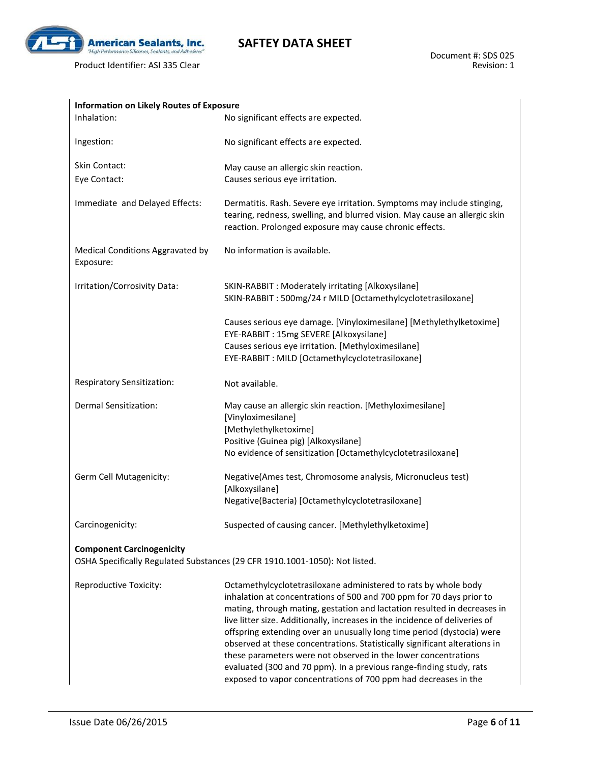**Information on Likely Routes of Exposure**

| | |
|---|---|
| Inhalation: | No significant effects are expected. |
| Ingestion: | No significant effects are expected. |
| Skin Contact: | May cause an allergic skin reaction. |
| Eye Contact: | Causes serious eye irritation. |
| Immediate and Delayed Effects: | Dermatitis. Rash. Severe eye irritation. Symptoms may include stinging, tearing, redness, swelling, and blurred vision. May cause an allergic skin reaction. Prolonged exposure may cause chronic effects. |
| Medical Conditions Aggravated by Exposure: | No information is available. |
| Irritation/Corrosivity Data: | SKIN-RABBIT : Moderately irritating [Alkoxysilane]<br>SKIN-RABBIT : 500mg/24 r MILD [Octamethylcyclotetrasiloxane]<br><br>Causes serious eye damage. [Vinyloximesilane] [Methylethylketoxime]<br>EYE-RABBIT : 15mg SEVERE [Alkoxysilane]<br>Causes serious eye irritation. [Methyloximesilane]<br>EYE-RABBIT : MILD [Octamethylcyclotetrasiloxane] |
| Respiratory Sensitization: | Not available. |
| Dermal Sensitization: | May cause an allergic skin reaction. [Methyloximesilane] [Vinyloximesilane]<br>[Methylethylketoxime]<br>Positive (Guinea pig) [Alkoxysilane]<br>No evidence of sensitization [Octamethylcyclotetrasiloxane] |
| Germ Cell Mutagenicity: | Negative(Ames test, Chromosome analysis, Micronucleus test) [Alkoxysilane]<br>Negative(Bacteria) [Octamethylcyclotetrasiloxane] |
| Carcinogenicity: | Suspected of causing cancer. [Methylethylketoxime] |

**Component Carcinogenicity**

OSHA Specifically Regulated Substances (29 CFR 1910.1001-1050): Not listed.

| | |
|---|---|
| Reproductive Toxicity: | Octamethylcyclotetrasiloxane administered to rats by whole body inhalation at concentrations of 500 and 700 ppm for 70 days prior to mating, through mating, gestation and lactation resulted in decreases in live litter size. Additionally, increases in the incidence of deliveries of offspring extending over an unusually long time period (dystocia) were observed at these concentrations. Statistically significant alterations in these parameters were not observed in the lower concentrations evaluated (300 and 70 ppm). In a previous range-finding study, rats exposed to vapor concentrations of 700 ppm had decreases in the |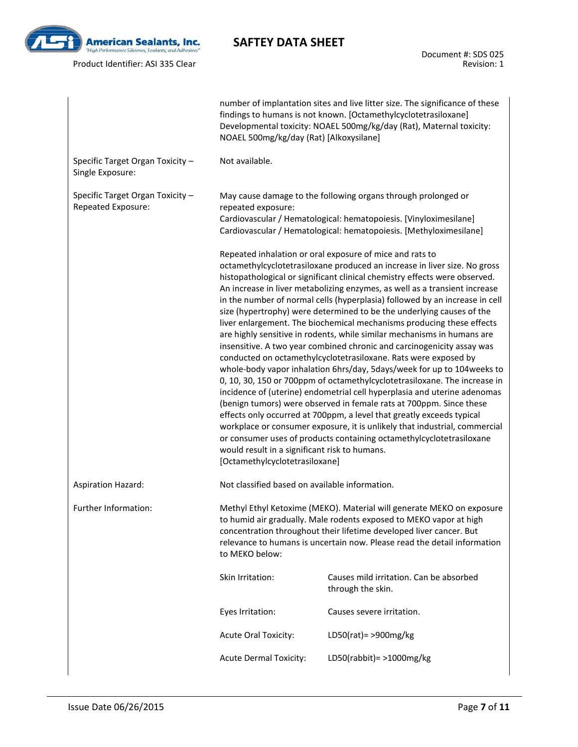| | |
|---|---|
| | number of implantation sites and live litter size. The significance of these findings to humans is not known. [Octamethylcyclotetrasiloxane] Developmental toxicity: NOAEL 500mg/kg/day (Rat), Maternal toxicity: NOAEL 500mg/kg/day (Rat) [Alkoxysilane] |
| Specific Target Organ Toxicity – Single Exposure: | Not available. |
| Specific Target Organ Toxicity – Repeated Exposure: | May cause damage to the following organs through prolonged or repeated exposure:<br>Cardiovascular / Hematological: hematopoiesis. [Vinyloximesilane]<br>Cardiovascular / Hematological: hematopoiesis. [Methyloximesilane]<br><br>Repeated inhalation or oral exposure of mice and rats to octamethylcyclotetrasiloxane produced an increase in liver size. No gross histopathological or significant clinical chemistry effects were observed. An increase in liver metabolizing enzymes, as well as a transient increase in the number of normal cells (hyperplasia) followed by an increase in cell size (hypertrophy) were determined to be the underlying causes of the liver enlargement. The biochemical mechanisms producing these effects are highly sensitive in rodents, while similar mechanisms in humans are insensitive. A two year combined chronic and carcinogenicity assay was conducted on octamethylcyclotetrasiloxane. Rats were exposed by whole-body vapor inhalation 6hrs/day, 5days/week for up to 104weeks to 0, 10, 30, 150 or 700ppm of octamethylcyclotetrasiloxane. The increase in incidence of (uterine) endometrial cell hyperplasia and uterine adenomas (benign tumors) were observed in female rats at 700ppm. Since these effects only occurred at 700ppm, a level that greatly exceeds typical workplace or consumer exposure, it is unlikely that industrial, commercial or consumer uses of products containing octamethylcyclotetrasiloxane would result in a significant risk to humans. [Octamethylcyclotetrasiloxane] |
| Aspiration Hazard: | Not classified based on available information. |
| Further Information: | Methyl Ethyl Ketoxime (MEKO). Material will generate MEKO on exposure to humid air gradually. Male rodents exposed to MEKO vapor at high concentration throughout their lifetime developed liver cancer. But relevance to humans is uncertain now. Please read the detail information to MEKO below: |

| | |
|---|---|
| Skin Irritation: | Causes mild irritation. Can be absorbed through the skin. |
| Eyes Irritation: | Causes severe irritation. |
| Acute Oral Toxicity: | LD50(rat)= >900mg/kg |
| Acute Dermal Toxicity: | LD50(rabbit)= >1000mg/kg |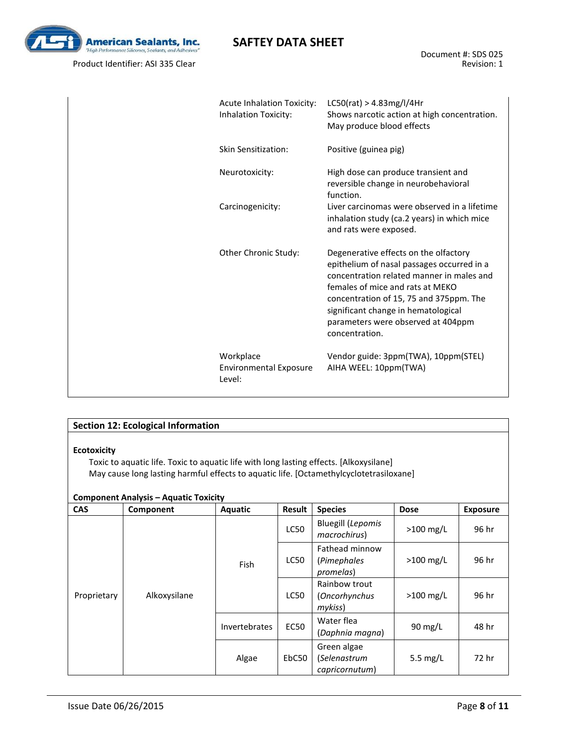| | |
|---|---|
| Acute Inhalation Toxicity: | LC50(rat) > 4.83mg/l/4Hr |
| Inhalation Toxicity: | Shows narcotic action at high concentration. May produce blood effects |
| Skin Sensitization: | Positive (guinea pig) |
| Neurotoxicity: | High dose can produce transient and reversible change in neurobehavioral function. |
| Carcinogenicity: | Liver carcinomas were observed in a lifetime inhalation study (ca.2 years) in which mice and rats were exposed. |
| Other Chronic Study: | Degenerative effects on the olfactory epithelium of nasal passages occurred in a concentration related manner in males and females of mice and rats at MEKO concentration of 15, 75 and 375ppm. The significant change in hematological parameters were observed at 404ppm concentration. |
| Workplace Environmental Exposure Level: | Vendor guide: 3ppm(TWA), 10ppm(STEL)<br>AIHA WEEL: 10ppm(TWA) |

## Section 12: Ecological Information

**Ecotoxicity**

Toxic to aquatic life. Toxic to aquatic life with long lasting effects. [Alkoxysilane]
May cause long lasting harmful effects to aquatic life. [Octamethylcyclotetrasiloxane]

**Component Analysis – Aquatic Toxicity**

| CAS | Component | Aquatic | Result | Species | Dose | Exposure |
|---|---|---|---|---|---|---|
| Proprietary | Alkoxysilane | Fish | LC50 | Bluegill (*Lepomis macrochirus*) | >100 mg/L | 96 hr |
| | | | LC50 | Fathead minnow (*Pimephales promelas*) | >100 mg/L | 96 hr |
| | | | LC50 | Rainbow trout (*Oncorhynchus mykiss*) | >100 mg/L | 96 hr |
| | | Invertebrates | EC50 | Water flea (*Daphnia magna*) | 90 mg/L | 48 hr |
| | | Algae | EbC50 | Green algae (*Selenastrum capricornutum*) | 5.5 mg/L | 72 hr |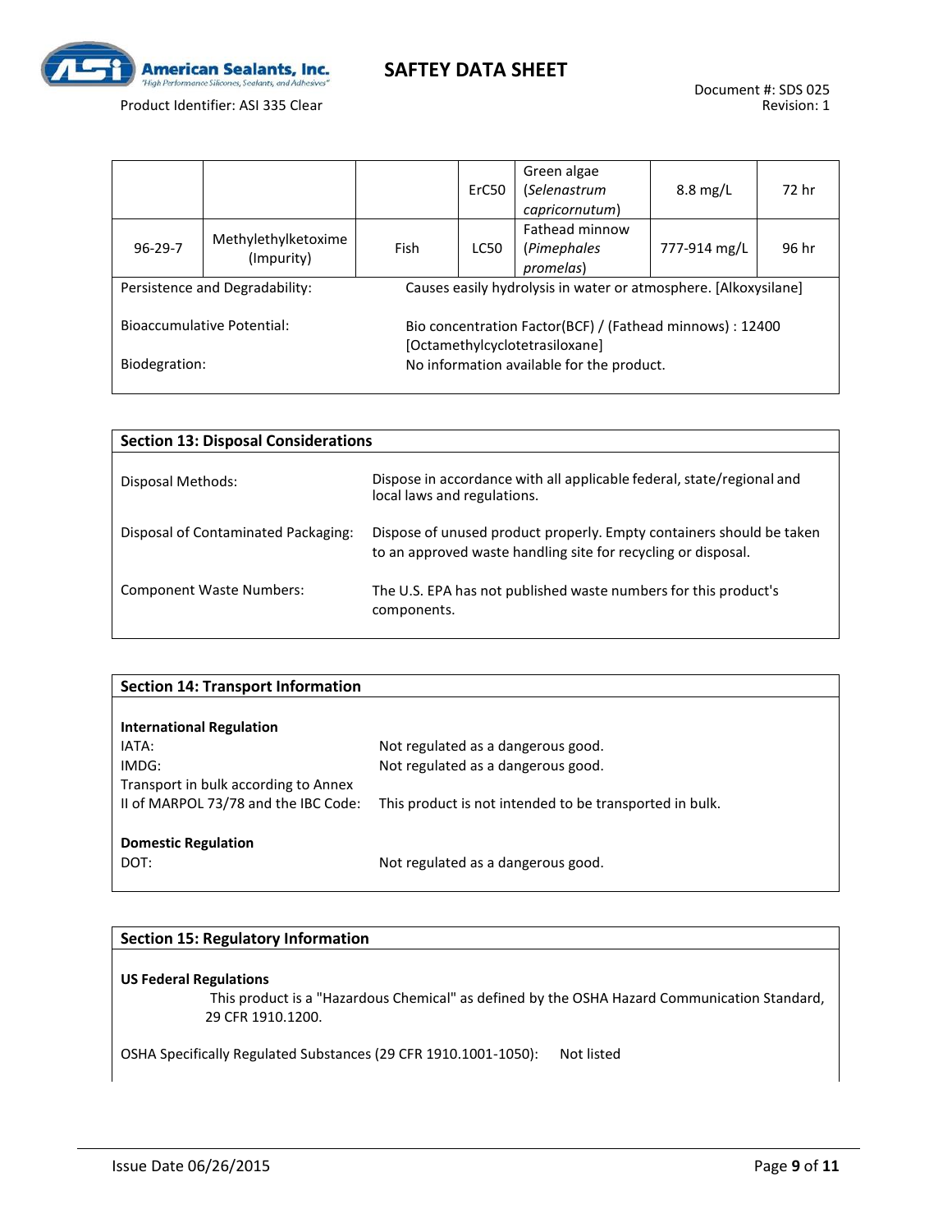|  |  |  | ErC50 | Green algae (*Selenastrum capricornutum*) | 8.8 mg/L | 72 hr |
|---|---|---|---|---|---|---|
| 96-29-7 | Methylethylketoxime (Impurity) | Fish | LC50 | Fathead minnow (*Pimephales promelas*) | 777-914 mg/L | 96 hr |

Persistence and Degradability: Causes easily hydrolysis in water or atmosphere. [Alkoxysilane]

Bioaccumulative Potential: Bio concentration Factor(BCF) / (Fathead minnows) : 12400 [Octamethylcyclotetrasiloxane]

Biodegration: No information available for the product.

## Section 13: Disposal Considerations

Disposal Methods: Dispose in accordance with all applicable federal, state/regional and local laws and regulations.

Disposal of Contaminated Packaging: Dispose of unused product properly. Empty containers should be taken to an approved waste handling site for recycling or disposal.

Component Waste Numbers: The U.S. EPA has not published waste numbers for this product's components.

## Section 14: Transport Information

**International Regulation**

IATA: Not regulated as a dangerous good.

IMDG: Not regulated as a dangerous good.

Transport in bulk according to Annex II of MARPOL 73/78 and the IBC Code: This product is not intended to be transported in bulk.

**Domestic Regulation**

DOT: Not regulated as a dangerous good.

## Section 15: Regulatory Information

**US Federal Regulations**

This product is a "Hazardous Chemical" as defined by the OSHA Hazard Communication Standard, 29 CFR 1910.1200.

OSHA Specifically Regulated Substances (29 CFR 1910.1001-1050): Not listed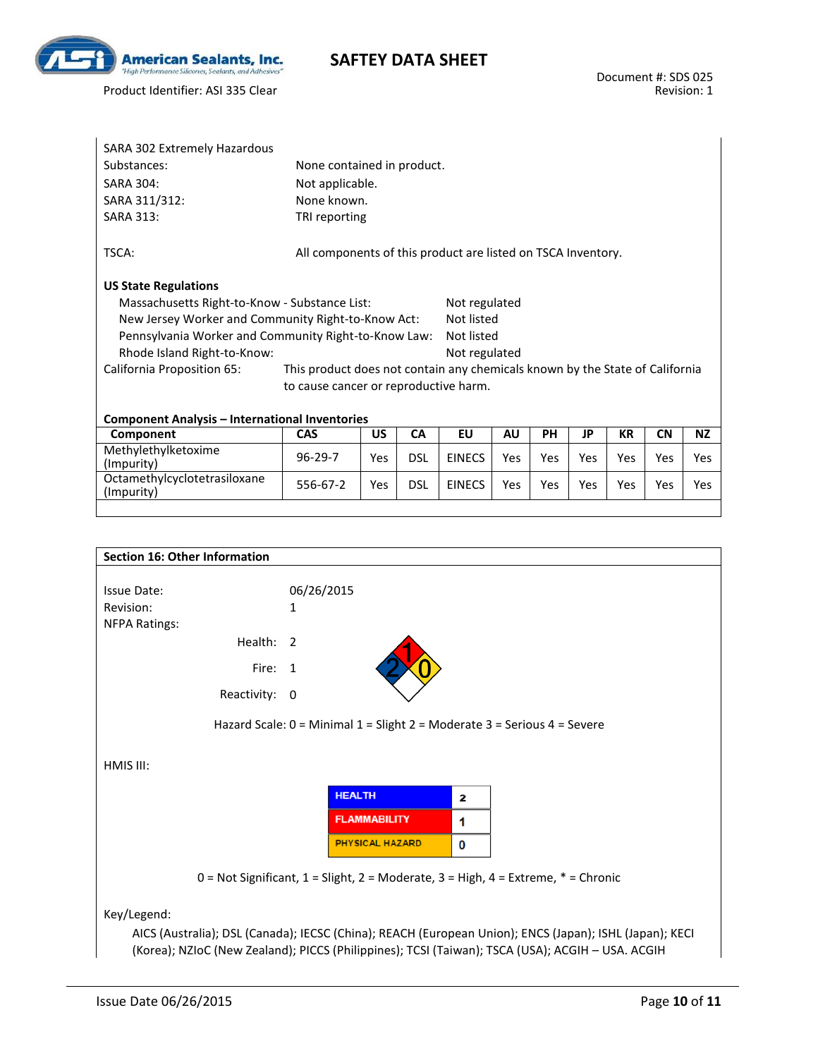SARA 302 Extremely Hazardous Substances: None contained in product.

SARA 304: Not applicable.

SARA 311/312: None known.

SARA 313: TRI reporting

TSCA: All components of this product are listed on TSCA Inventory.

**US State Regulations**

- Massachusetts Right-to-Know - Substance List: Not regulated
- New Jersey Worker and Community Right-to-Know Act: Not listed
- Pennsylvania Worker and Community Right-to-Know Law: Not listed
- Rhode Island Right-to-Know: Not regulated

California Proposition 65: This product does not contain any chemicals known by the State of California to cause cancer or reproductive harm.

**Component Analysis – International Inventories**

| Component | CAS | US | CA | EU | AU | PH | JP | KR | CN | NZ |
|---|---|---|---|---|---|---|---|---|---|---|
| Methylethylketoxime (Impurity) | 96-29-7 | Yes | DSL | EINECS | Yes | Yes | Yes | Yes | Yes | Yes |
| Octamethylcyclotetrasiloxane (Impurity) | 556-67-2 | Yes | DSL | EINECS | Yes | Yes | Yes | Yes | Yes | Yes |

## Section 16: Other Information

Issue Date: 06/26/2015

Revision: 1

NFPA Ratings:

- Health: 2
- Fire: 1
- Reactivity: 0

Hazard Scale: 0 = Minimal 1 = Slight 2 = Moderate 3 = Serious 4 = Severe

HMIS III:

| | |
|---|---|
| HEALTH | 2 |
| FLAMMABILITY | 1 |
| PHYSICAL HAZARD | 0 |

0 = Not Significant, 1 = Slight, 2 = Moderate, 3 = High, 4 = Extreme, * = Chronic

Key/Legend:

AICS (Australia); DSL (Canada); IECSC (China); REACH (European Union); ENCS (Japan); ISHL (Japan); KECI (Korea); NZIoC (New Zealand); PICCS (Philippines); TCSI (Taiwan); TSCA (USA); ACGIH – USA. ACGIH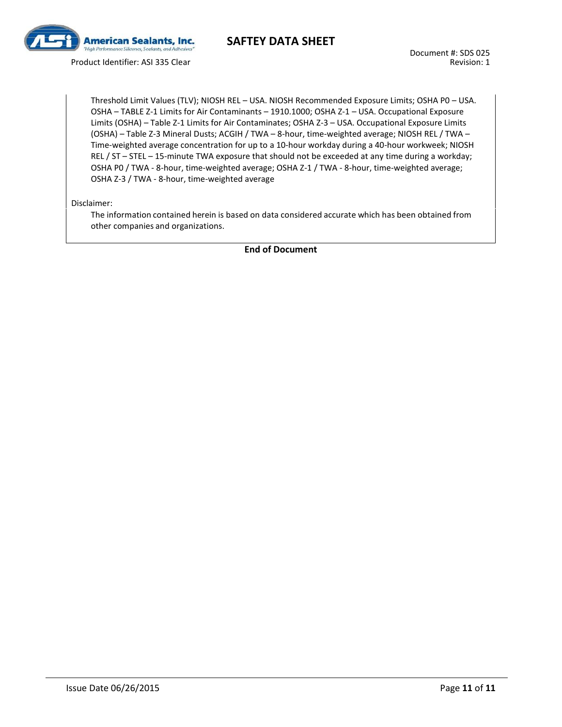Threshold Limit Values (TLV); NIOSH REL – USA. NIOSH Recommended Exposure Limits; OSHA P0 – USA. OSHA – TABLE Z-1 Limits for Air Contaminants – 1910.1000; OSHA Z-1 – USA. Occupational Exposure Limits (OSHA) – Table Z-1 Limits for Air Contaminates; OSHA Z-3 – USA. Occupational Exposure Limits (OSHA) – Table Z-3 Mineral Dusts; ACGIH / TWA – 8-hour, time-weighted average; NIOSH REL / TWA – Time-weighted average concentration for up to a 10-hour workday during a 40-hour workweek; NIOSH REL / ST – STEL – 15-minute TWA exposure that should not be exceeded at any time during a workday; OSHA P0 / TWA - 8-hour, time-weighted average; OSHA Z-1 / TWA - 8-hour, time-weighted average; OSHA Z-3 / TWA - 8-hour, time-weighted average

Disclaimer:

The information contained herein is based on data considered accurate which has been obtained from other companies and organizations.

**End of Document**